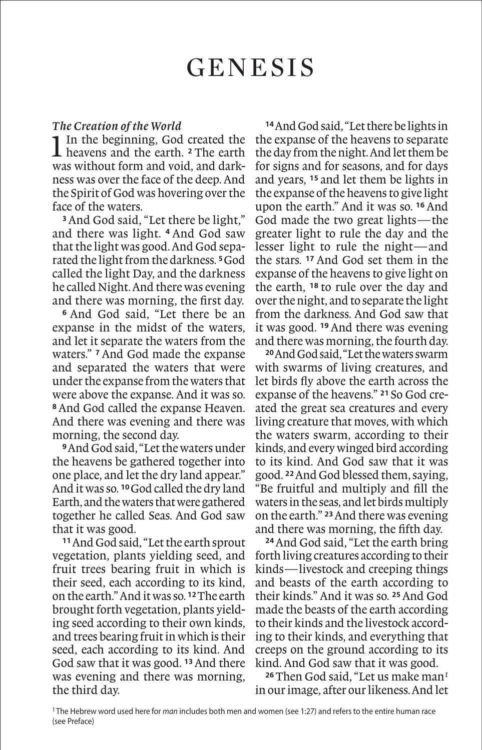# GENESIS

### *The Creation of the World*

1 In the beginning, God created the heavens and the earth. [2] The earth was without form and void, and darkness was over the face of the deep. And the Spirit of God was hovering over the face of the waters.

[3] And God said, "Let there be light," and there was light. [4] And God saw that the light was good. And God separated the light from the darkness. [5] God called the light Day, and the darkness he called Night. And there was evening and there was morning, the first day.

[6] And God said, "Let there be an expanse in the midst of the waters, and let it separate the waters from the waters." [7] And God made the expanse and separated the waters that were under the expanse from the waters that were above the expanse. And it was so. [8] And God called the expanse Heaven. And there was evening and there was morning, the second day.

[9] And God said, "Let the waters under the heavens be gathered together into one place, and let the dry land appear." And it was so. [10] God called the dry land Earth, and the waters that were gathered together he called Seas. And God saw that it was good.

[11] And God said, "Let the earth sprout vegetation, plants yielding seed, and fruit trees bearing fruit in which is their seed, each according to its kind, on the earth." And it was so. [12] The earth brought forth vegetation, plants yielding seed according to their own kinds, and trees bearing fruit in which is their seed, each according to its kind. And God saw that it was good. [13] And there was evening and there was morning, the third day.

[14] And God said, "Let there be lights in the expanse of the heavens to separate the day from the night. And let them be for signs and for seasons, and for days and years, [15] and let them be lights in the expanse of the heavens to give light upon the earth." And it was so. [16] And God made the two great lights—the greater light to rule the day and the lesser light to rule the night—and the stars. [17] And God set them in the expanse of the heavens to give light on the earth, [18] to rule over the day and over the night, and to separate the light from the darkness. And God saw that it was good. [19] And there was evening and there was morning, the fourth day.

[20] And God said, "Let the waters swarm with swarms of living creatures, and let birds fly above the earth across the expanse of the heavens." [21] So God created the great sea creatures and every living creature that moves, with which the waters swarm, according to their kinds, and every winged bird according to its kind. And God saw that it was good. [22] And God blessed them, saying, "Be fruitful and multiply and fill the waters in the seas, and let birds multiply on the earth." [23] And there was evening and there was morning, the fifth day.

[24] And God said, "Let the earth bring forth living creatures according to their kinds—livestock and creeping things and beasts of the earth according to their kinds." And it was so. [25] And God made the beasts of the earth according to their kinds and the livestock according to their kinds, and everything that creeps on the ground according to its kind. And God saw that it was good.

[26] Then God said, "Let us make man[1] in our image, after our likeness. And let

---

[1] The Hebrew word used here for *man* includes both men and women (see 1:27) and refers to the entire human race (see Preface)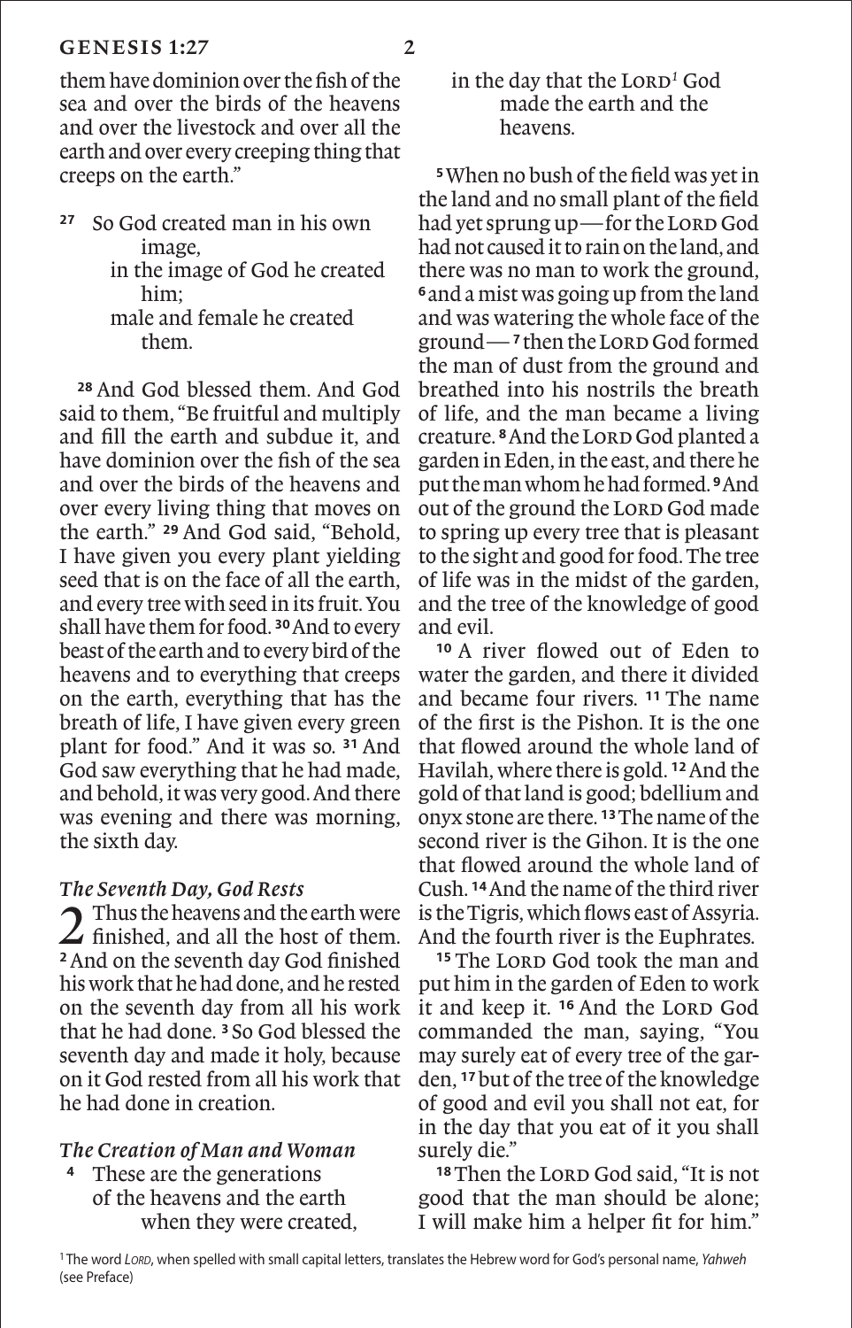them have dominion over the fish of the sea and over the birds of the heavens and over the livestock and over all the earth and over every creeping thing that creeps on the earth."

[27] So God created man in his own image,
in the image of God he created him;
male and female he created them.

[28] And God blessed them. And God said to them, "Be fruitful and multiply and fill the earth and subdue it, and have dominion over the fish of the sea and over the birds of the heavens and over every living thing that moves on the earth." [29] And God said, "Behold, I have given you every plant yielding seed that is on the face of all the earth, and every tree with seed in its fruit. You shall have them for food. [30] And to every beast of the earth and to every bird of the heavens and to everything that creeps on the earth, everything that has the breath of life, I have given every green plant for food." And it was so. [31] And God saw everything that he had made, and behold, it was very good. And there was evening and there was morning, the sixth day.

### *The Seventh Day, God Rests*

2 Thus the heavens and the earth were finished, and all the host of them. [2] And on the seventh day God finished his work that he had done, and he rested on the seventh day from all his work that he had done. [3] So God blessed the seventh day and made it holy, because on it God rested from all his work that he had done in creation.

### *The Creation of Man and Woman*

[4] These are the generations
of the heavens and the earth
when they were created,
in the day that the LORD[1] God
made the earth and the heavens.

[5] When no bush of the field was yet in the land and no small plant of the field had yet sprung up—for the LORD God had not caused it to rain on the land, and there was no man to work the ground, [6] and a mist was going up from the land and was watering the whole face of the ground— [7] then the LORD God formed the man of dust from the ground and breathed into his nostrils the breath of life, and the man became a living creature. [8] And the LORD God planted a garden in Eden, in the east, and there he put the man whom he had formed. [9] And out of the ground the LORD God made to spring up every tree that is pleasant to the sight and good for food. The tree of life was in the midst of the garden, and the tree of the knowledge of good and evil.

[10] A river flowed out of Eden to water the garden, and there it divided and became four rivers. [11] The name of the first is the Pishon. It is the one that flowed around the whole land of Havilah, where there is gold. [12] And the gold of that land is good; bdellium and onyx stone are there. [13] The name of the second river is the Gihon. It is the one that flowed around the whole land of Cush. [14] And the name of the third river is the Tigris, which flows east of Assyria. And the fourth river is the Euphrates.

[15] The LORD God took the man and put him in the garden of Eden to work it and keep it. [16] And the LORD God commanded the man, saying, "You may surely eat of every tree of the garden, [17] but of the tree of the knowledge of good and evil you shall not eat, for in the day that you eat of it you shall surely die."

[18] Then the LORD God said, "It is not good that the man should be alone; I will make him a helper fit for him."

[1] The word *LORD*, when spelled with small capital letters, translates the Hebrew word for God's personal name, *Yahweh* (see Preface)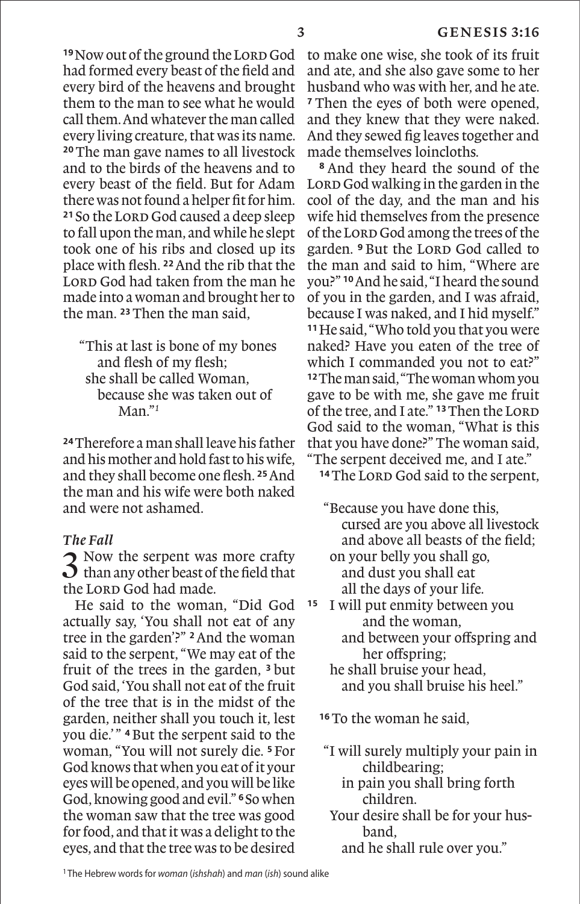[19] Now out of the ground the LORD God had formed every beast of the field and every bird of the heavens and brought them to the man to see what he would call them. And whatever the man called every living creature, that was its name. [20] The man gave names to all livestock and to the birds of the heavens and to every beast of the field. But for Adam there was not found a helper fit for him. [21] So the LORD God caused a deep sleep to fall upon the man, and while he slept took one of his ribs and closed up its place with flesh. [22] And the rib that the LORD God had taken from the man he made into a woman and brought her to the man. [23] Then the man said,

> "This at last is bone of my bones
> and flesh of my flesh;
> she shall be called Woman,
> because she was taken out of Man."[1]

[24] Therefore a man shall leave his father and his mother and hold fast to his wife, and they shall become one flesh. [25] And the man and his wife were both naked and were not ashamed.

### *The Fall*

**3** Now the serpent was more crafty than any other beast of the field that the LORD God had made.

He said to the woman, "Did God actually say, 'You shall not eat of any tree in the garden'?" [2] And the woman said to the serpent, "We may eat of the fruit of the trees in the garden, [3] but God said, 'You shall not eat of the fruit of the tree that is in the midst of the garden, neither shall you touch it, lest you die.'" [4] But the serpent said to the woman, "You will not surely die. [5] For God knows that when you eat of it your eyes will be opened, and you will be like God, knowing good and evil." [6] So when the woman saw that the tree was good for food, and that it was a delight to the eyes, and that the tree was to be desired to make one wise, she took of its fruit and ate, and she also gave some to her husband who was with her, and he ate. [7] Then the eyes of both were opened, and they knew that they were naked. And they sewed fig leaves together and made themselves loincloths.

[8] And they heard the sound of the LORD God walking in the garden in the cool of the day, and the man and his wife hid themselves from the presence of the LORD God among the trees of the garden. [9] But the LORD God called to the man and said to him, "Where are you?" [10] And he said, "I heard the sound of you in the garden, and I was afraid, because I was naked, and I hid myself." [11] He said, "Who told you that you were naked? Have you eaten of the tree of which I commanded you not to eat?" [12] The man said, "The woman whom you gave to be with me, she gave me fruit of the tree, and I ate." [13] Then the LORD God said to the woman, "What is this that you have done?" The woman said, "The serpent deceived me, and I ate."

[14] The LORD God said to the serpent,

> "Because you have done this,
> cursed are you above all livestock
> and above all beasts of the field;
> on your belly you shall go,
> and dust you shall eat
> all the days of your life.
> [15] I will put enmity between you and the woman,
> and between your offspring and her offspring;
> he shall bruise your head,
> and you shall bruise his heel."

[16] To the woman he said,

> "I will surely multiply your pain in childbearing;
> in pain you shall bring forth children.
> Your desire shall be for your husband,
> and he shall rule over you."

[1] The Hebrew words for *woman* (*ishshah*) and *man* (*ish*) sound alike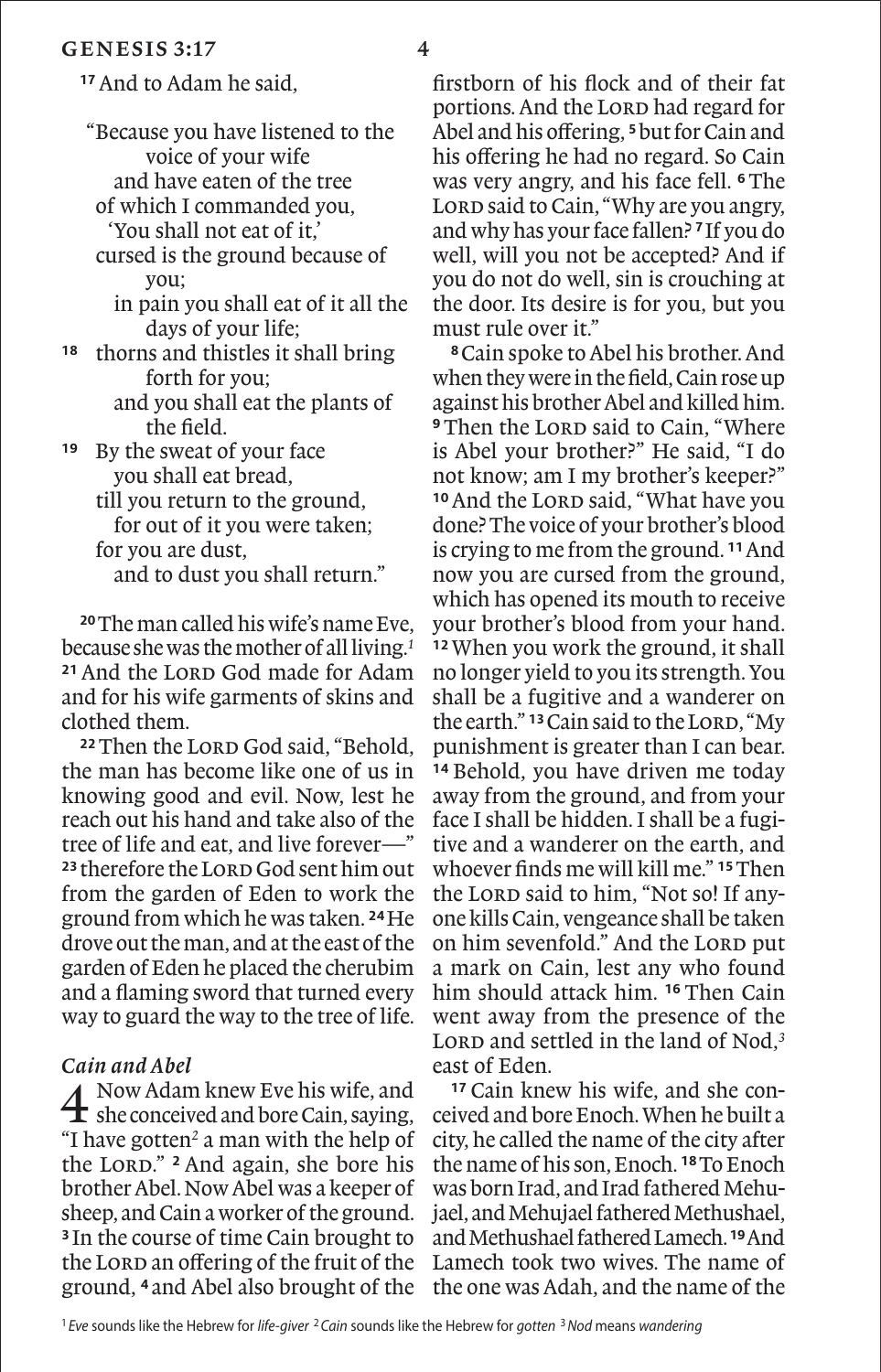[17] And to Adam he said,

"Because you have listened to the voice of your wife
and have eaten of the tree
of which I commanded you,
'You shall not eat of it,'
cursed is the ground because of you;
in pain you shall eat of it all the days of your life;
[18] thorns and thistles it shall bring forth for you;
and you shall eat the plants of the field.
[19] By the sweat of your face
you shall eat bread,
till you return to the ground,
for out of it you were taken;
for you are dust,
and to dust you shall return."

[20] The man called his wife's name Eve, because she was the mother of all living.[1] [21] And the LORD God made for Adam and for his wife garments of skins and clothed them.

[22] Then the LORD God said, "Behold, the man has become like one of us in knowing good and evil. Now, lest he reach out his hand and take also of the tree of life and eat, and live forever—" [23] therefore the LORD God sent him out from the garden of Eden to work the ground from which he was taken. [24] He drove out the man, and at the east of the garden of Eden he placed the cherubim and a flaming sword that turned every way to guard the way to the tree of life.

### *Cain and Abel*

4 Now Adam knew Eve his wife, and she conceived and bore Cain, saying, "I have gotten[2] a man with the help of the LORD." [2] And again, she bore his brother Abel. Now Abel was a keeper of sheep, and Cain a worker of the ground. [3] In the course of time Cain brought to the LORD an offering of the fruit of the ground, [4] and Abel also brought of the firstborn of his flock and of their fat portions. And the LORD had regard for Abel and his offering, [5] but for Cain and his offering he had no regard. So Cain was very angry, and his face fell. [6] The LORD said to Cain, "Why are you angry, and why has your face fallen? [7] If you do well, will you not be accepted? And if you do not do well, sin is crouching at the door. Its desire is for you, but you must rule over it."

[8] Cain spoke to Abel his brother. And when they were in the field, Cain rose up against his brother Abel and killed him. [9] Then the LORD said to Cain, "Where is Abel your brother?" He said, "I do not know; am I my brother's keeper?" [10] And the LORD said, "What have you done? The voice of your brother's blood is crying to me from the ground. [11] And now you are cursed from the ground, which has opened its mouth to receive your brother's blood from your hand. [12] When you work the ground, it shall no longer yield to you its strength. You shall be a fugitive and a wanderer on the earth." [13] Cain said to the LORD, "My punishment is greater than I can bear. [14] Behold, you have driven me today away from the ground, and from your face I shall be hidden. I shall be a fugitive and a wanderer on the earth, and whoever finds me will kill me." [15] Then the LORD said to him, "Not so! If anyone kills Cain, vengeance shall be taken on him sevenfold." And the LORD put a mark on Cain, lest any who found him should attack him. [16] Then Cain went away from the presence of the LORD and settled in the land of Nod,[3] east of Eden.

[17] Cain knew his wife, and she conceived and bore Enoch. When he built a city, he called the name of the city after the name of his son, Enoch. [18] To Enoch was born Irad, and Irad fathered Mehujael, and Mehujael fathered Methushael, and Methushael fathered Lamech. [19] And Lamech took two wives. The name of the one was Adah, and the name of the

---

[1] *Eve* sounds like the Hebrew for *life-giver* [2] *Cain* sounds like the Hebrew for *gotten* [3] *Nod* means *wandering*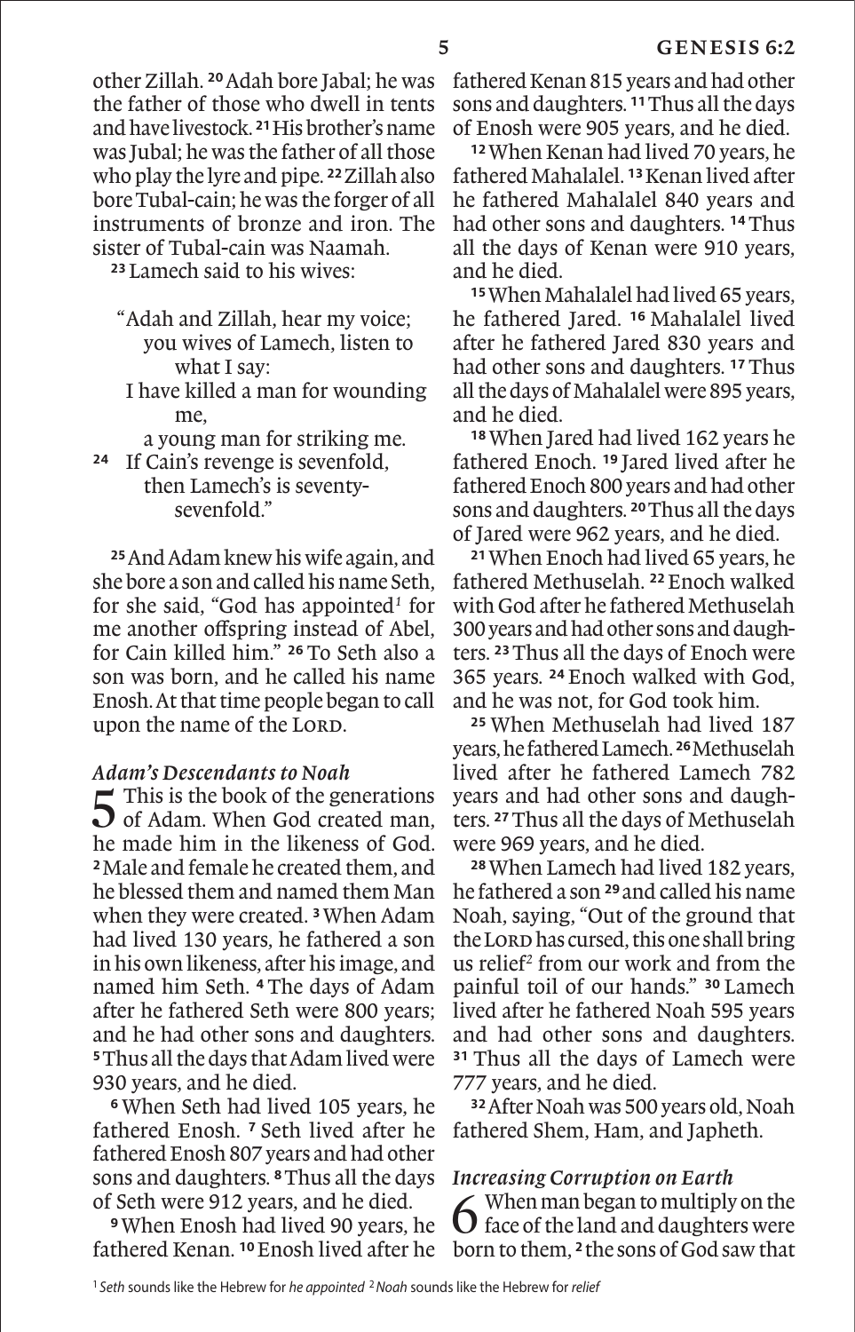other Zillah. [20] Adah bore Jabal; he was the father of those who dwell in tents and have livestock. [21] His brother's name was Jubal; he was the father of all those who play the lyre and pipe. [22] Zillah also bore Tubal-cain; he was the forger of all instruments of bronze and iron. The sister of Tubal-cain was Naamah.

[23] Lamech said to his wives:

> "Adah and Zillah, hear my voice;
> you wives of Lamech, listen to what I say:
> I have killed a man for wounding me,
> a young man for striking me.
> [24] If Cain's revenge is sevenfold,
> then Lamech's is seventy-sevenfold."

[25] And Adam knew his wife again, and she bore a son and called his name Seth, for she said, "God has appointed[1] for me another offspring instead of Abel, for Cain killed him." [26] To Seth also a son was born, and he called his name Enosh. At that time people began to call upon the name of the LORD.

### *Adam's Descendants to Noah*

**5** This is the book of the generations of Adam. When God created man, he made him in the likeness of God. [2] Male and female he created them, and he blessed them and named them Man when they were created. [3] When Adam had lived 130 years, he fathered a son in his own likeness, after his image, and named him Seth. [4] The days of Adam after he fathered Seth were 800 years; and he had other sons and daughters. [5] Thus all the days that Adam lived were 930 years, and he died.

[6] When Seth had lived 105 years, he fathered Enosh. [7] Seth lived after he fathered Enosh 807 years and had other sons and daughters. [8] Thus all the days of Seth were 912 years, and he died.

[9] When Enosh had lived 90 years, he fathered Kenan. [10] Enosh lived after he fathered Kenan 815 years and had other sons and daughters. [11] Thus all the days of Enosh were 905 years, and he died.

[12] When Kenan had lived 70 years, he fathered Mahalalel. [13] Kenan lived after he fathered Mahalalel 840 years and had other sons and daughters. [14] Thus all the days of Kenan were 910 years, and he died.

[15] When Mahalalel had lived 65 years, he fathered Jared. [16] Mahalalel lived after he fathered Jared 830 years and had other sons and daughters. [17] Thus all the days of Mahalalel were 895 years, and he died.

[18] When Jared had lived 162 years he fathered Enoch. [19] Jared lived after he fathered Enoch 800 years and had other sons and daughters. [20] Thus all the days of Jared were 962 years, and he died.

[21] When Enoch had lived 65 years, he fathered Methuselah. [22] Enoch walked with God after he fathered Methuselah 300 years and had other sons and daughters. [23] Thus all the days of Enoch were 365 years. [24] Enoch walked with God, and he was not, for God took him.

[25] When Methuselah had lived 187 years, he fathered Lamech. [26] Methuselah lived after he fathered Lamech 782 years and had other sons and daughters. [27] Thus all the days of Methuselah were 969 years, and he died.

[28] When Lamech had lived 182 years, he fathered a son [29] and called his name Noah, saying, "Out of the ground that the LORD has cursed, this one shall bring us relief[2] from our work and from the painful toil of our hands." [30] Lamech lived after he fathered Noah 595 years and had other sons and daughters. [31] Thus all the days of Lamech were 777 years, and he died.

[32] After Noah was 500 years old, Noah fathered Shem, Ham, and Japheth.

### *Increasing Corruption on Earth*

**6** When man began to multiply on the face of the land and daughters were born to them, [2] the sons of God saw that

[1] *Seth* sounds like the Hebrew for *he appointed* [2] *Noah* sounds like the Hebrew for *relief*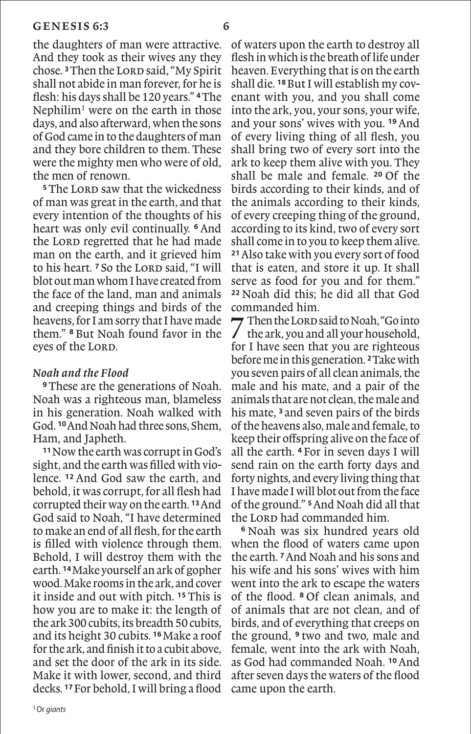the daughters of man were attractive. And they took as their wives any they chose. [3] Then the LORD said, "My Spirit shall not abide in man forever, for he is flesh: his days shall be 120 years." [4] The Nephilim[1] were on the earth in those days, and also afterward, when the sons of God came in to the daughters of man and they bore children to them. These were the mighty men who were of old, the men of renown.

[5] The LORD saw that the wickedness of man was great in the earth, and that every intention of the thoughts of his heart was only evil continually. [6] And the LORD regretted that he had made man on the earth, and it grieved him to his heart. [7] So the LORD said, "I will blot out man whom I have created from the face of the land, man and animals and creeping things and birds of the heavens, for I am sorry that I have made them." [8] But Noah found favor in the eyes of the LORD.

### *Noah and the Flood*

[9] These are the generations of Noah. Noah was a righteous man, blameless in his generation. Noah walked with God. [10] And Noah had three sons, Shem, Ham, and Japheth.

[11] Now the earth was corrupt in God's sight, and the earth was filled with violence. [12] And God saw the earth, and behold, it was corrupt, for all flesh had corrupted their way on the earth. [13] And God said to Noah, "I have determined to make an end of all flesh, for the earth is filled with violence through them. Behold, I will destroy them with the earth. [14] Make yourself an ark of gopher wood. Make rooms in the ark, and cover it inside and out with pitch. [15] This is how you are to make it: the length of the ark 300 cubits, its breadth 50 cubits, and its height 30 cubits. [16] Make a roof for the ark, and finish it to a cubit above, and set the door of the ark in its side. Make it with lower, second, and third decks. [17] For behold, I will bring a flood of waters upon the earth to destroy all flesh in which is the breath of life under heaven. Everything that is on the earth shall die. [18] But I will establish my covenant with you, and you shall come into the ark, you, your sons, your wife, and your sons' wives with you. [19] And of every living thing of all flesh, you shall bring two of every sort into the ark to keep them alive with you. They shall be male and female. [20] Of the birds according to their kinds, and of the animals according to their kinds, of every creeping thing of the ground, according to its kind, two of every sort shall come in to you to keep them alive. [21] Also take with you every sort of food that is eaten, and store it up. It shall serve as food for you and for them." [22] Noah did this; he did all that God commanded him.

**7** Then the LORD said to Noah, "Go into the ark, you and all your household, for I have seen that you are righteous before me in this generation. [2] Take with you seven pairs of all clean animals, the male and his mate, and a pair of the animals that are not clean, the male and his mate, [3] and seven pairs of the birds of the heavens also, male and female, to keep their offspring alive on the face of all the earth. [4] For in seven days I will send rain on the earth forty days and forty nights, and every living thing that I have made I will blot out from the face of the ground." [5] And Noah did all that the LORD had commanded him.

[6] Noah was six hundred years old when the flood of waters came upon the earth. [7] And Noah and his sons and his wife and his sons' wives with him went into the ark to escape the waters of the flood. [8] Of clean animals, and of animals that are not clean, and of birds, and of everything that creeps on the ground, [9] two and two, male and female, went into the ark with Noah, as God had commanded Noah. [10] And after seven days the waters of the flood came upon the earth.

---

[1] Or *giants*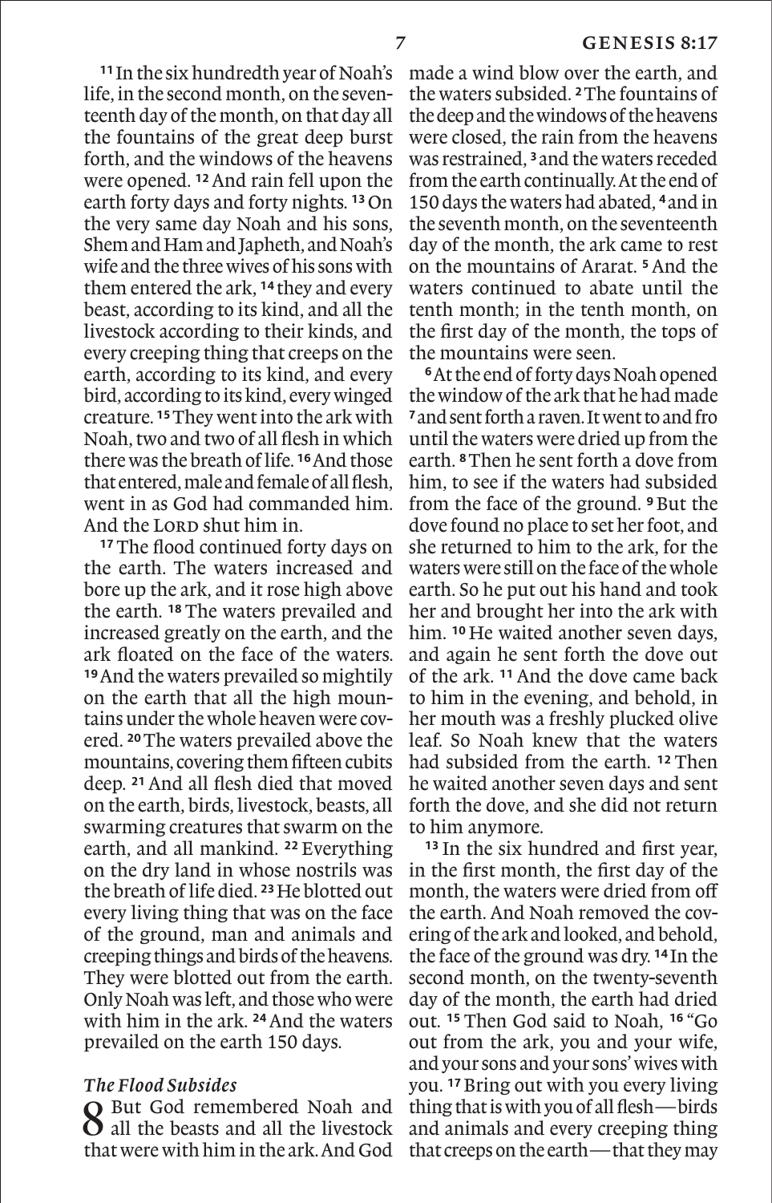[11] In the six hundredth year of Noah's life, in the second month, on the seventeenth day of the month, on that day all the fountains of the great deep burst forth, and the windows of the heavens were opened. [12] And rain fell upon the earth forty days and forty nights. [13] On the very same day Noah and his sons, Shem and Ham and Japheth, and Noah's wife and the three wives of his sons with them entered the ark, [14] they and every beast, according to its kind, and all the livestock according to their kinds, and every creeping thing that creeps on the earth, according to its kind, and every bird, according to its kind, every winged creature. [15] They went into the ark with Noah, two and two of all flesh in which there was the breath of life. [16] And those that entered, male and female of all flesh, went in as God had commanded him. And the LORD shut him in.

[17] The flood continued forty days on the earth. The waters increased and bore up the ark, and it rose high above the earth. [18] The waters prevailed and increased greatly on the earth, and the ark floated on the face of the waters. [19] And the waters prevailed so mightily on the earth that all the high mountains under the whole heaven were covered. [20] The waters prevailed above the mountains, covering them fifteen cubits deep. [21] And all flesh died that moved on the earth, birds, livestock, beasts, all swarming creatures that swarm on the earth, and all mankind. [22] Everything on the dry land in whose nostrils was the breath of life died. [23] He blotted out every living thing that was on the face of the ground, man and animals and creeping things and birds of the heavens. They were blotted out from the earth. Only Noah was left, and those who were with him in the ark. [24] And the waters prevailed on the earth 150 days.

### *The Flood Subsides*

**8** But God remembered Noah and all the beasts and all the livestock that were with him in the ark. And God made a wind blow over the earth, and the waters subsided. [2] The fountains of the deep and the windows of the heavens were closed, the rain from the heavens was restrained, [3] and the waters receded from the earth continually. At the end of 150 days the waters had abated, [4] and in the seventh month, on the seventeenth day of the month, the ark came to rest on the mountains of Ararat. [5] And the waters continued to abate until the tenth month; in the tenth month, on the first day of the month, the tops of the mountains were seen.

[6] At the end of forty days Noah opened the window of the ark that he had made [7] and sent forth a raven. It went to and fro until the waters were dried up from the earth. [8] Then he sent forth a dove from him, to see if the waters had subsided from the face of the ground. [9] But the dove found no place to set her foot, and she returned to him to the ark, for the waters were still on the face of the whole earth. So he put out his hand and took her and brought her into the ark with him. [10] He waited another seven days, and again he sent forth the dove out of the ark. [11] And the dove came back to him in the evening, and behold, in her mouth was a freshly plucked olive leaf. So Noah knew that the waters had subsided from the earth. [12] Then he waited another seven days and sent forth the dove, and she did not return to him anymore.

[13] In the six hundred and first year, in the first month, the first day of the month, the waters were dried from off the earth. And Noah removed the covering of the ark and looked, and behold, the face of the ground was dry. [14] In the second month, on the twenty-seventh day of the month, the earth had dried out. [15] Then God said to Noah, [16] "Go out from the ark, you and your wife, and your sons and your sons' wives with you. [17] Bring out with you every living thing that is with you of all flesh—birds and animals and every creeping thing that creeps on the earth—that they may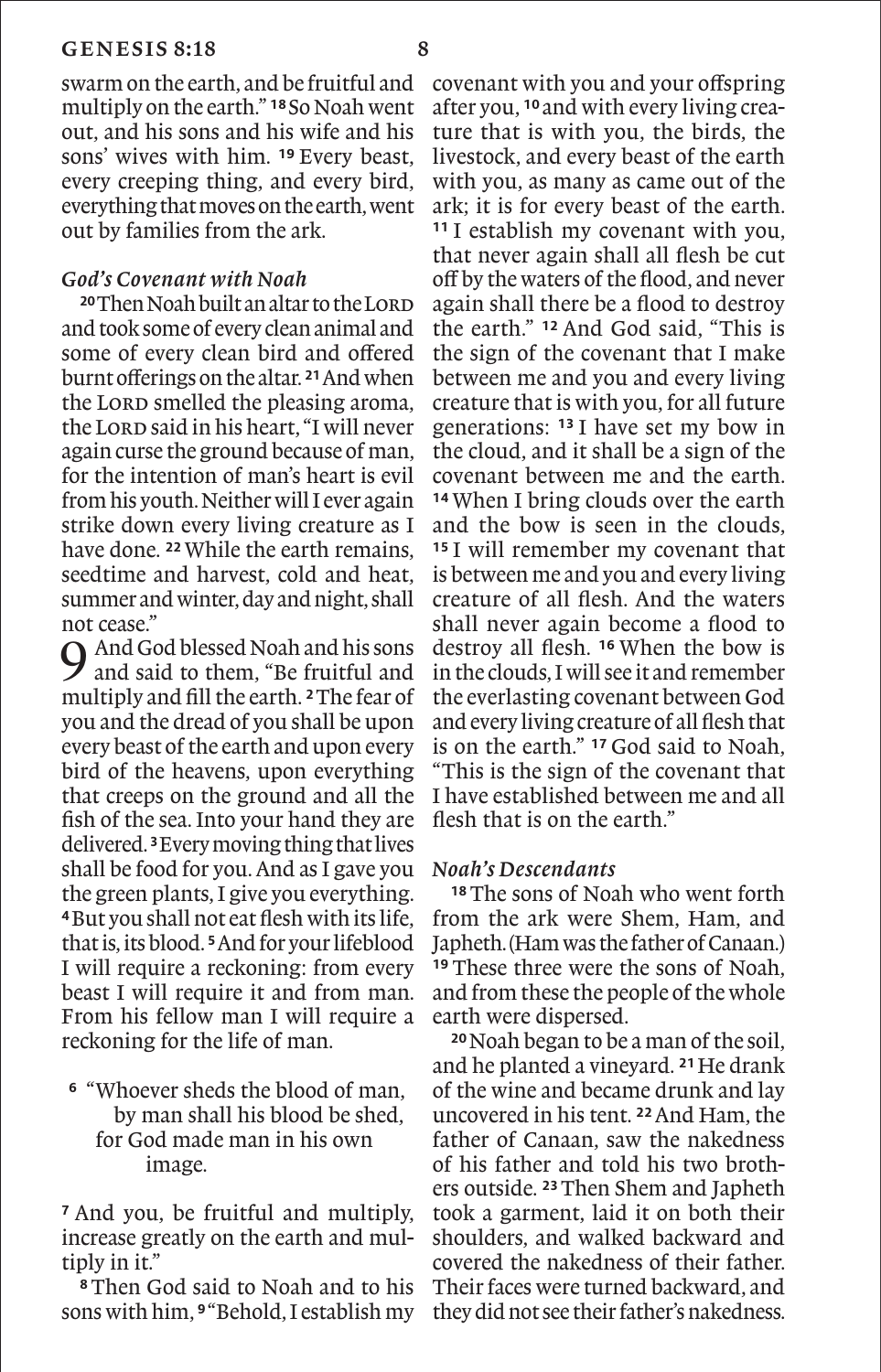swarm on the earth, and be fruitful and multiply on the earth." [18] So Noah went out, and his sons and his wife and his sons' wives with him. [19] Every beast, every creeping thing, and every bird, everything that moves on the earth, went out by families from the ark.

### *God's Covenant with Noah*

[20] Then Noah built an altar to the LORD and took some of every clean animal and some of every clean bird and offered burnt offerings on the altar. [21] And when the LORD smelled the pleasing aroma, the LORD said in his heart, "I will never again curse the ground because of man, for the intention of man's heart is evil from his youth. Neither will I ever again strike down every living creature as I have done. [22] While the earth remains, seedtime and harvest, cold and heat, summer and winter, day and night, shall not cease."

9 And God blessed Noah and his sons and said to them, "Be fruitful and multiply and fill the earth. [2] The fear of you and the dread of you shall be upon every beast of the earth and upon every bird of the heavens, upon everything that creeps on the ground and all the fish of the sea. Into your hand they are delivered. [3] Every moving thing that lives shall be food for you. And as I gave you the green plants, I give you everything. [4] But you shall not eat flesh with its life, that is, its blood. [5] And for your lifeblood I will require a reckoning: from every beast I will require it and from man. From his fellow man I will require a reckoning for the life of man.

> [6] "Whoever sheds the blood of man,
> by man shall his blood be shed,
> for God made man in his own image.

[7] And you, be fruitful and multiply, increase greatly on the earth and multiply in it."

[8] Then God said to Noah and to his sons with him, [9] "Behold, I establish my covenant with you and your offspring after you, [10] and with every living creature that is with you, the birds, the livestock, and every beast of the earth with you, as many as came out of the ark; it is for every beast of the earth. [11] I establish my covenant with you, that never again shall all flesh be cut off by the waters of the flood, and never again shall there be a flood to destroy the earth." [12] And God said, "This is the sign of the covenant that I make between me and you and every living creature that is with you, for all future generations: [13] I have set my bow in the cloud, and it shall be a sign of the covenant between me and the earth. [14] When I bring clouds over the earth and the bow is seen in the clouds, [15] I will remember my covenant that is between me and you and every living creature of all flesh. And the waters shall never again become a flood to destroy all flesh. [16] When the bow is in the clouds, I will see it and remember the everlasting covenant between God and every living creature of all flesh that is on the earth." [17] God said to Noah, "This is the sign of the covenant that I have established between me and all flesh that is on the earth."

### *Noah's Descendants*

[18] The sons of Noah who went forth from the ark were Shem, Ham, and Japheth. (Ham was the father of Canaan.) [19] These three were the sons of Noah, and from these the people of the whole earth were dispersed.

[20] Noah began to be a man of the soil, and he planted a vineyard. [21] He drank of the wine and became drunk and lay uncovered in his tent. [22] And Ham, the father of Canaan, saw the nakedness of his father and told his two brothers outside. [23] Then Shem and Japheth took a garment, laid it on both their shoulders, and walked backward and covered the nakedness of their father. Their faces were turned backward, and they did not see their father's nakedness.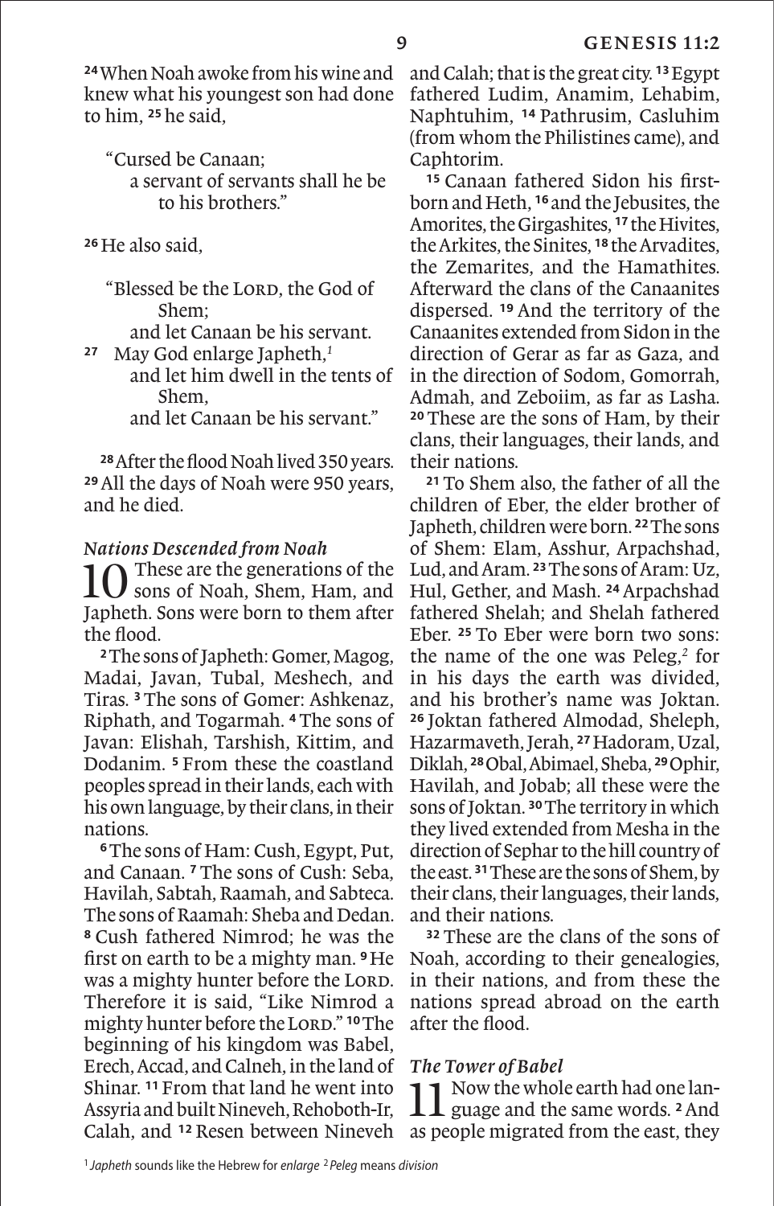[24] When Noah awoke from his wine and knew what his youngest son had done to him, [25] he said,

> "Cursed be Canaan;
> a servant of servants shall he be
> to his brothers."

[26] He also said,

> "Blessed be the LORD, the God of
> Shem;
> and let Canaan be his servant.
> [27] May God enlarge Japheth,[1]
> and let him dwell in the tents of
> Shem,
> and let Canaan be his servant."

[28] After the flood Noah lived 350 years. [29] All the days of Noah were 950 years, and he died.

### *Nations Descended from Noah*

**10** These are the generations of the sons of Noah, Shem, Ham, and Japheth. Sons were born to them after the flood.

[2] The sons of Japheth: Gomer, Magog, Madai, Javan, Tubal, Meshech, and Tiras. [3] The sons of Gomer: Ashkenaz, Riphath, and Togarmah. [4] The sons of Javan: Elishah, Tarshish, Kittim, and Dodanim. [5] From these the coastland peoples spread in their lands, each with his own language, by their clans, in their nations.

[6] The sons of Ham: Cush, Egypt, Put, and Canaan. [7] The sons of Cush: Seba, Havilah, Sabtah, Raamah, and Sabteca. The sons of Raamah: Sheba and Dedan. [8] Cush fathered Nimrod; he was the first on earth to be a mighty man. [9] He was a mighty hunter before the LORD. Therefore it is said, "Like Nimrod a mighty hunter before the LORD." [10] The beginning of his kingdom was Babel, Erech, Accad, and Calneh, in the land of Shinar. [11] From that land he went into Assyria and built Nineveh, Rehoboth-Ir, Calah, and [12] Resen between Nineveh and Calah; that is the great city. [13] Egypt fathered Ludim, Anamim, Lehabim, Naphtuhim, [14] Pathrusim, Casluhim (from whom the Philistines came), and Caphtorim.

[15] Canaan fathered Sidon his firstborn and Heth, [16] and the Jebusites, the Amorites, the Girgashites, [17] the Hivites, the Arkites, the Sinites, [18] the Arvadites, the Zemarites, and the Hamathites. Afterward the clans of the Canaanites dispersed. [19] And the territory of the Canaanites extended from Sidon in the direction of Gerar as far as Gaza, and in the direction of Sodom, Gomorrah, Admah, and Zeboiim, as far as Lasha. [20] These are the sons of Ham, by their clans, their languages, their lands, and their nations.

[21] To Shem also, the father of all the children of Eber, the elder brother of Japheth, children were born. [22] The sons of Shem: Elam, Asshur, Arpachshad, Lud, and Aram. [23] The sons of Aram: Uz, Hul, Gether, and Mash. [24] Arpachshad fathered Shelah; and Shelah fathered Eber. [25] To Eber were born two sons: the name of the one was Peleg,[2] for in his days the earth was divided, and his brother's name was Joktan. [26] Joktan fathered Almodad, Sheleph, Hazarmaveth, Jerah, [27] Hadoram, Uzal, Diklah, [28] Obal, Abimael, Sheba, [29] Ophir, Havilah, and Jobab; all these were the sons of Joktan. [30] The territory in which they lived extended from Mesha in the direction of Sephar to the hill country of the east. [31] These are the sons of Shem, by their clans, their languages, their lands, and their nations.

[32] These are the clans of the sons of Noah, according to their genealogies, in their nations, and from these the nations spread abroad on the earth after the flood.

### *The Tower of Babel*

**11** Now the whole earth had one language and the same words. [2] And as people migrated from the east, they

---

[1] *Japheth* sounds like the Hebrew for *enlarge* [2] *Peleg* means *division*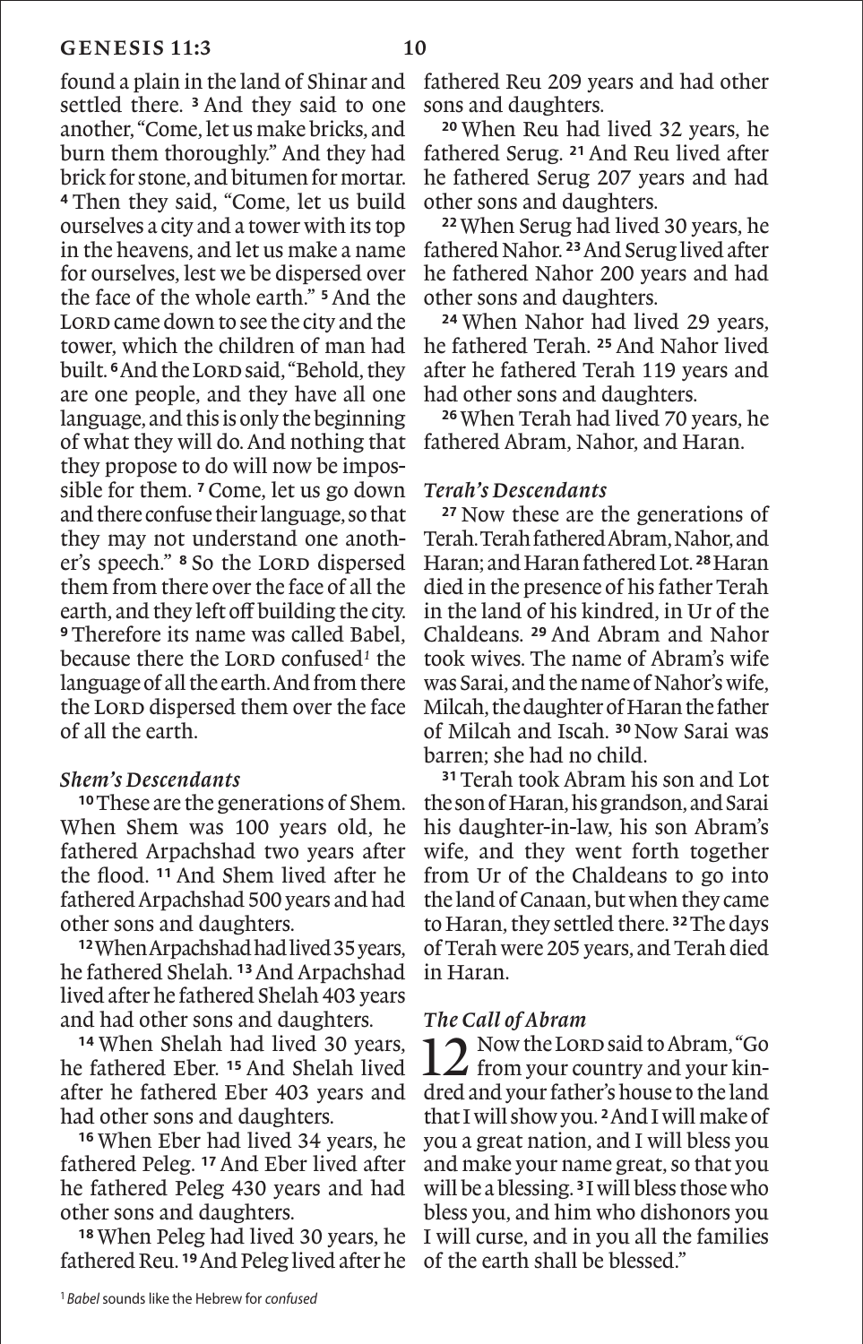found a plain in the land of Shinar and settled there. [3] And they said to one another, "Come, let us make bricks, and burn them thoroughly." And they had brick for stone, and bitumen for mortar. [4] Then they said, "Come, let us build ourselves a city and a tower with its top in the heavens, and let us make a name for ourselves, lest we be dispersed over the face of the whole earth." [5] And the LORD came down to see the city and the tower, which the children of man had built. [6] And the LORD said, "Behold, they are one people, and they have all one language, and this is only the beginning of what they will do. And nothing that they propose to do will now be impossible for them. [7] Come, let us go down and there confuse their language, so that they may not understand one another's speech." [8] So the LORD dispersed them from there over the face of all the earth, and they left off building the city. [9] Therefore its name was called Babel, because there the LORD confused[1] the language of all the earth. And from there the LORD dispersed them over the face of all the earth.

### *Shem's Descendants*

[10] These are the generations of Shem. When Shem was 100 years old, he fathered Arpachshad two years after the flood. [11] And Shem lived after he fathered Arpachshad 500 years and had other sons and daughters.

[12] When Arpachshad had lived 35 years, he fathered Shelah. [13] And Arpachshad lived after he fathered Shelah 403 years and had other sons and daughters.

[14] When Shelah had lived 30 years, he fathered Eber. [15] And Shelah lived after he fathered Eber 403 years and had other sons and daughters.

[16] When Eber had lived 34 years, he fathered Peleg. [17] And Eber lived after he fathered Peleg 430 years and had other sons and daughters.

[18] When Peleg had lived 30 years, he fathered Reu. [19] And Peleg lived after he fathered Reu 209 years and had other sons and daughters.

[20] When Reu had lived 32 years, he fathered Serug. [21] And Reu lived after he fathered Serug 207 years and had other sons and daughters.

[22] When Serug had lived 30 years, he fathered Nahor. [23] And Serug lived after he fathered Nahor 200 years and had other sons and daughters.

[24] When Nahor had lived 29 years, he fathered Terah. [25] And Nahor lived after he fathered Terah 119 years and had other sons and daughters.

[26] When Terah had lived 70 years, he fathered Abram, Nahor, and Haran.

### *Terah's Descendants*

[27] Now these are the generations of Terah. Terah fathered Abram, Nahor, and Haran; and Haran fathered Lot. [28] Haran died in the presence of his father Terah in the land of his kindred, in Ur of the Chaldeans. [29] And Abram and Nahor took wives. The name of Abram's wife was Sarai, and the name of Nahor's wife, Milcah, the daughter of Haran the father of Milcah and Iscah. [30] Now Sarai was barren; she had no child.

[31] Terah took Abram his son and Lot the son of Haran, his grandson, and Sarai his daughter-in-law, his son Abram's wife, and they went forth together from Ur of the Chaldeans to go into the land of Canaan, but when they came to Haran, they settled there. [32] The days of Terah were 205 years, and Terah died in Haran.

### *The Call of Abram*

**12** Now the LORD said to Abram, "Go from your country and your kindred and your father's house to the land that I will show you. [2] And I will make of you a great nation, and I will bless you and make your name great, so that you will be a blessing. [3] I will bless those who bless you, and him who dishonors you I will curse, and in you all the families of the earth shall be blessed."

[1] *Babel* sounds like the Hebrew for *confused*